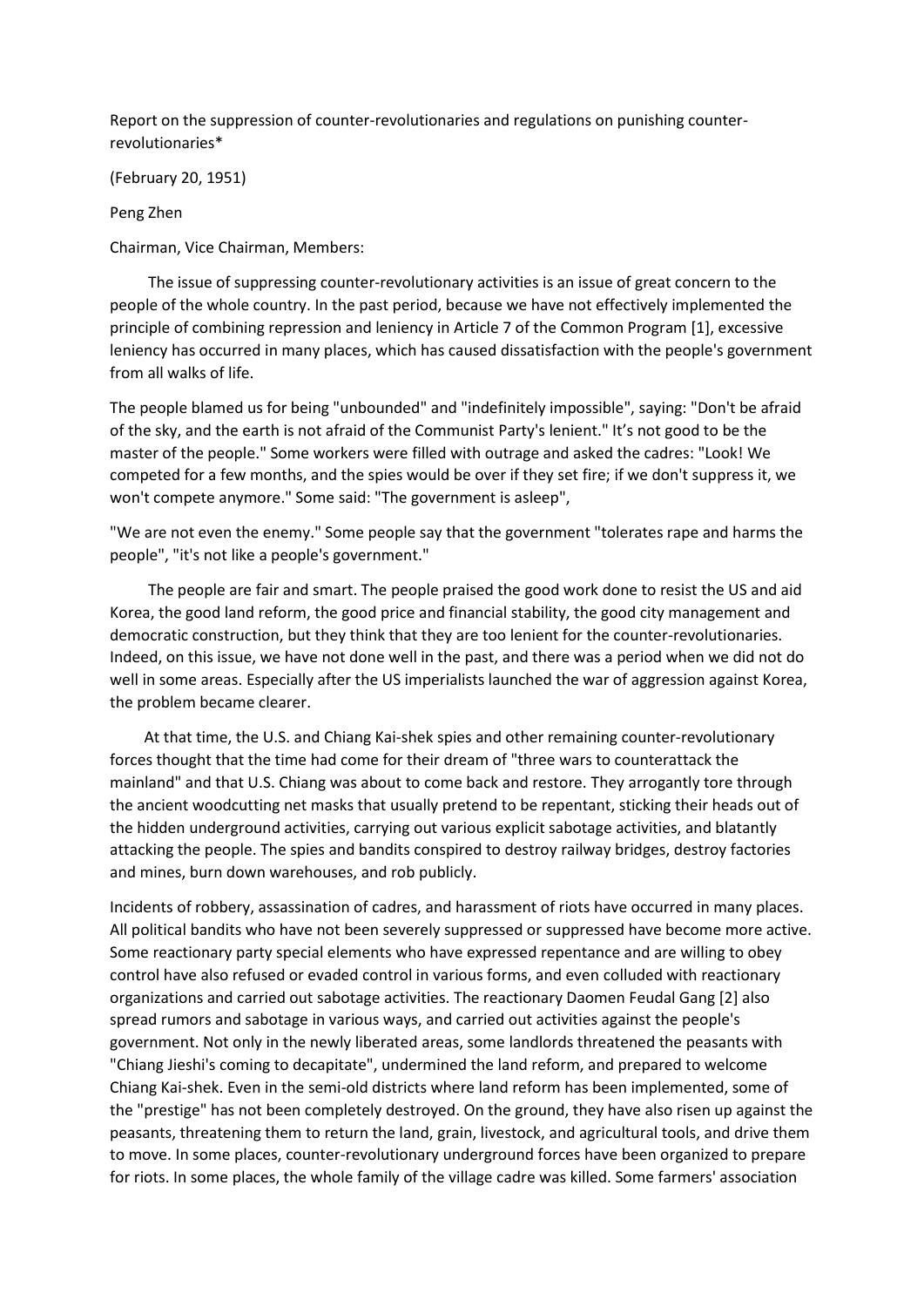Report on the suppression of counter-revolutionaries and regulations on punishing counter-revolutionaries*

(February 20, 1951)

Peng Zhen

Chairman, Vice Chairman, Members:

The issue of suppressing counter-revolutionary activities is an issue of great concern to the people of the whole country. In the past period, because we have not effectively implemented the principle of combining repression and leniency in Article 7 of the Common Program [1], excessive leniency has occurred in many places, which has caused dissatisfaction with the people's government from all walks of life.

The people blamed us for being "unbounded" and "indefinitely impossible", saying: "Don't be afraid of the sky, and the earth is not afraid of the Communist Party's lenient." It's not good to be the master of the people." Some workers were filled with outrage and asked the cadres: "Look! We competed for a few months, and the spies would be over if they set fire; if we don't suppress it, we won't compete anymore." Some said: "The government is asleep",

"We are not even the enemy." Some people say that the government "tolerates rape and harms the people", "it's not like a people's government."

The people are fair and smart. The people praised the good work done to resist the US and aid Korea, the good land reform, the good price and financial stability, the good city management and democratic construction, but they think that they are too lenient for the counter-revolutionaries. Indeed, on this issue, we have not done well in the past, and there was a period when we did not do well in some areas. Especially after the US imperialists launched the war of aggression against Korea, the problem became clearer.

At that time, the U.S. and Chiang Kai-shek spies and other remaining counter-revolutionary forces thought that the time had come for their dream of "three wars to counterattack the mainland" and that U.S. Chiang was about to come back and restore. They arrogantly tore through the ancient woodcutting net masks that usually pretend to be repentant, sticking their heads out of the hidden underground activities, carrying out various explicit sabotage activities, and blatantly attacking the people. The spies and bandits conspired to destroy railway bridges, destroy factories and mines, burn down warehouses, and rob publicly.

Incidents of robbery, assassination of cadres, and harassment of riots have occurred in many places. All political bandits who have not been severely suppressed or suppressed have become more active. Some reactionary party special elements who have expressed repentance and are willing to obey control have also refused or evaded control in various forms, and even colluded with reactionary organizations and carried out sabotage activities. The reactionary Daomen Feudal Gang [2] also spread rumors and sabotage in various ways, and carried out activities against the people's government. Not only in the newly liberated areas, some landlords threatened the peasants with "Chiang Jieshi's coming to decapitate", undermined the land reform, and prepared to welcome Chiang Kai-shek. Even in the semi-old districts where land reform has been implemented, some of the "prestige" has not been completely destroyed. On the ground, they have also risen up against the peasants, threatening them to return the land, grain, livestock, and agricultural tools, and drive them to move. In some places, counter-revolutionary underground forces have been organized to prepare for riots. In some places, the whole family of the village cadre was killed. Some farmers' association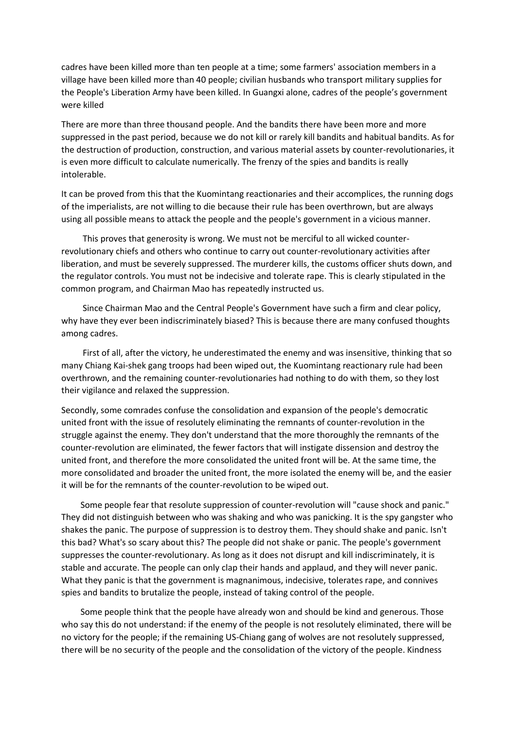cadres have been killed more than ten people at a time; some farmers' association members in a village have been killed more than 40 people; civilian husbands who transport military supplies for the People's Liberation Army have been killed. In Guangxi alone, cadres of the people's government were killed

There are more than three thousand people. And the bandits there have been more and more suppressed in the past period, because we do not kill or rarely kill bandits and habitual bandits. As for the destruction of production, construction, and various material assets by counter-revolutionaries, it is even more difficult to calculate numerically. The frenzy of the spies and bandits is really intolerable.

It can be proved from this that the Kuomintang reactionaries and their accomplices, the running dogs of the imperialists, are not willing to die because their rule has been overthrown, but are always using all possible means to attack the people and the people's government in a vicious manner.

This proves that generosity is wrong. We must not be merciful to all wicked counter-revolutionary chiefs and others who continue to carry out counter-revolutionary activities after liberation, and must be severely suppressed. The murderer kills, the customs officer shuts down, and the regulator controls. You must not be indecisive and tolerate rape. This is clearly stipulated in the common program, and Chairman Mao has repeatedly instructed us.

Since Chairman Mao and the Central People's Government have such a firm and clear policy, why have they ever been indiscriminately biased? This is because there are many confused thoughts among cadres.

First of all, after the victory, he underestimated the enemy and was insensitive, thinking that so many Chiang Kai-shek gang troops had been wiped out, the Kuomintang reactionary rule had been overthrown, and the remaining counter-revolutionaries had nothing to do with them, so they lost their vigilance and relaxed the suppression.

Secondly, some comrades confuse the consolidation and expansion of the people's democratic united front with the issue of resolutely eliminating the remnants of counter-revolution in the struggle against the enemy. They don't understand that the more thoroughly the remnants of the counter-revolution are eliminated, the fewer factors that will instigate dissension and destroy the united front, and therefore the more consolidated the united front will be. At the same time, the more consolidated and broader the united front, the more isolated the enemy will be, and the easier it will be for the remnants of the counter-revolution to be wiped out.

Some people fear that resolute suppression of counter-revolution will "cause shock and panic." They did not distinguish between who was shaking and who was panicking. It is the spy gangster who shakes the panic. The purpose of suppression is to destroy them. They should shake and panic. Isn't this bad? What's so scary about this? The people did not shake or panic. The people's government suppresses the counter-revolutionary. As long as it does not disrupt and kill indiscriminately, it is stable and accurate. The people can only clap their hands and applaud, and they will never panic. What they panic is that the government is magnanimous, indecisive, tolerates rape, and connives spies and bandits to brutalize the people, instead of taking control of the people.

Some people think that the people have already won and should be kind and generous. Those who say this do not understand: if the enemy of the people is not resolutely eliminated, there will be no victory for the people; if the remaining US-Chiang gang of wolves are not resolutely suppressed, there will be no security of the people and the consolidation of the victory of the people. Kindness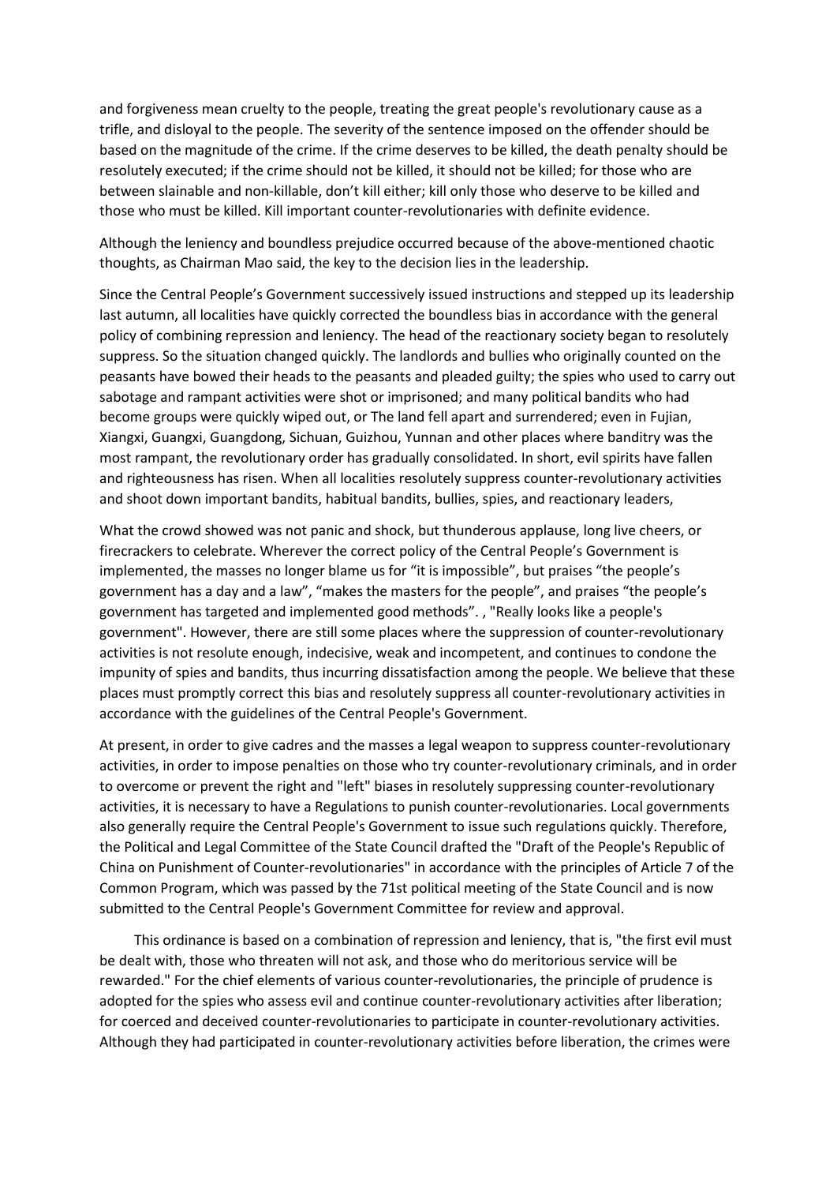and forgiveness mean cruelty to the people, treating the great people's revolutionary cause as a trifle, and disloyal to the people. The severity of the sentence imposed on the offender should be based on the magnitude of the crime. If the crime deserves to be killed, the death penalty should be resolutely executed; if the crime should not be killed, it should not be killed; for those who are between slainable and non-killable, don't kill either; kill only those who deserve to be killed and those who must be killed. Kill important counter-revolutionaries with definite evidence.

Although the leniency and boundless prejudice occurred because of the above-mentioned chaotic thoughts, as Chairman Mao said, the key to the decision lies in the leadership.

Since the Central People's Government successively issued instructions and stepped up its leadership last autumn, all localities have quickly corrected the boundless bias in accordance with the general policy of combining repression and leniency. The head of the reactionary society began to resolutely suppress. So the situation changed quickly. The landlords and bullies who originally counted on the peasants have bowed their heads to the peasants and pleaded guilty; the spies who used to carry out sabotage and rampant activities were shot or imprisoned; and many political bandits who had become groups were quickly wiped out, or The land fell apart and surrendered; even in Fujian, Xiangxi, Guangxi, Guangdong, Sichuan, Guizhou, Yunnan and other places where banditry was the most rampant, the revolutionary order has gradually consolidated. In short, evil spirits have fallen and righteousness has risen. When all localities resolutely suppress counter-revolutionary activities and shoot down important bandits, habitual bandits, bullies, spies, and reactionary leaders,

What the crowd showed was not panic and shock, but thunderous applause, long live cheers, or firecrackers to celebrate. Wherever the correct policy of the Central People's Government is implemented, the masses no longer blame us for "it is impossible", but praises "the people's government has a day and a law", "makes the masters for the people", and praises "the people's government has targeted and implemented good methods". , "Really looks like a people's government". However, there are still some places where the suppression of counter-revolutionary activities is not resolute enough, indecisive, weak and incompetent, and continues to condone the impunity of spies and bandits, thus incurring dissatisfaction among the people. We believe that these places must promptly correct this bias and resolutely suppress all counter-revolutionary activities in accordance with the guidelines of the Central People's Government.

At present, in order to give cadres and the masses a legal weapon to suppress counter-revolutionary activities, in order to impose penalties on those who try counter-revolutionary criminals, and in order to overcome or prevent the right and "left" biases in resolutely suppressing counter-revolutionary activities, it is necessary to have a Regulations to punish counter-revolutionaries. Local governments also generally require the Central People's Government to issue such regulations quickly. Therefore, the Political and Legal Committee of the State Council drafted the "Draft of the People's Republic of China on Punishment of Counter-revolutionaries" in accordance with the principles of Article 7 of the Common Program, which was passed by the 71st political meeting of the State Council and is now submitted to the Central People's Government Committee for review and approval.

This ordinance is based on a combination of repression and leniency, that is, "the first evil must be dealt with, those who threaten will not ask, and those who do meritorious service will be rewarded." For the chief elements of various counter-revolutionaries, the principle of prudence is adopted for the spies who assess evil and continue counter-revolutionary activities after liberation; for coerced and deceived counter-revolutionaries to participate in counter-revolutionary activities. Although they had participated in counter-revolutionary activities before liberation, the crimes were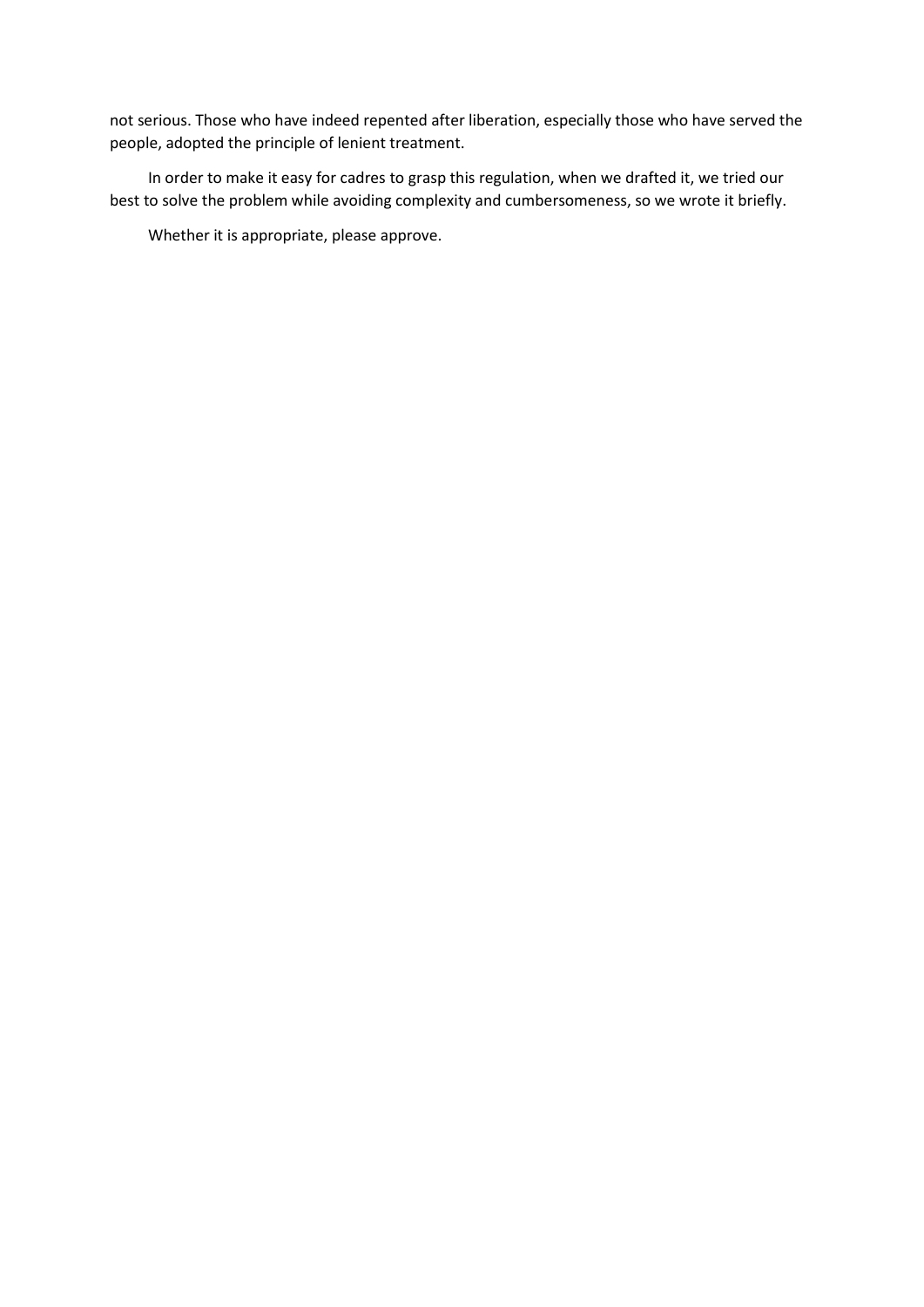not serious. Those who have indeed repented after liberation, especially those who have served the people, adopted the principle of lenient treatment.

In order to make it easy for cadres to grasp this regulation, when we drafted it, we tried our best to solve the problem while avoiding complexity and cumbersomeness, so we wrote it briefly.

Whether it is appropriate, please approve.